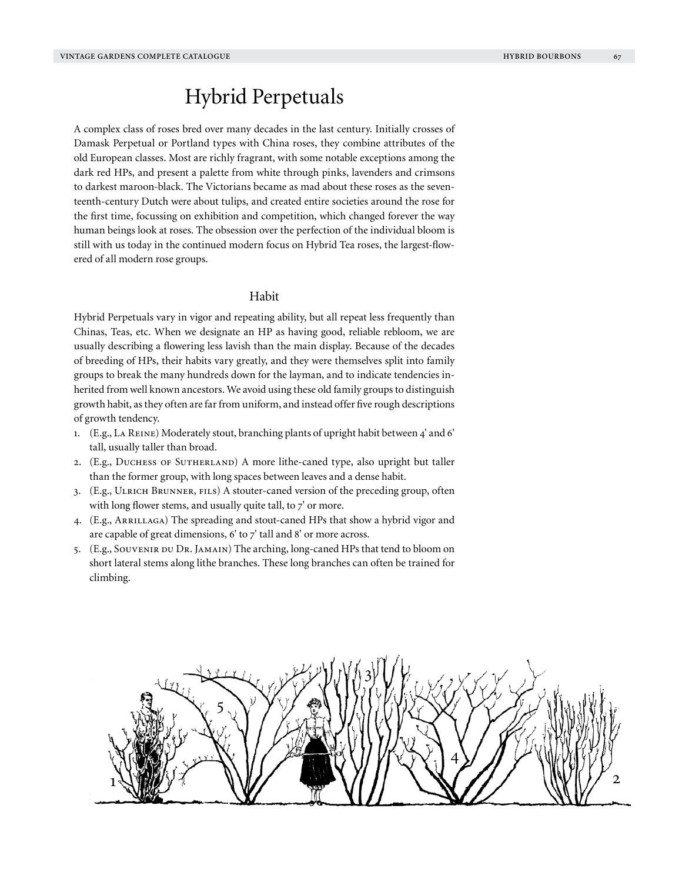# Hybrid Perpetuals

A complex class of roses bred over many decades in the last century. Initially crosses of Damask Perpetual or Portland types with China roses, they combine attributes of the old European classes. Most are richly fragrant, with some notable exceptions among the dark red HPs, and present a palette from white through pinks, lavenders and crimsons to darkest maroon-black. The Victorians became as mad about these roses as the seventeenth-century Dutch were about tulips, and created entire societies around the rose for the first time, focussing on exhibition and competition, which changed forever the way human beings look at roses. The obsession over the perfection of the individual bloom is still with us today in the continued modern focus on Hybrid Tea roses, the largest-flowered of all modern rose groups.

## Habit

Hybrid Perpetuals vary in vigor and repeating ability, but all repeat less frequently than Chinas, Teas, etc. When we designate an HP as having good, reliable rebloom, we are usually describing a flowering less lavish than the main display. Because of the decades of breeding of HPs, their habits vary greatly, and they were themselves split into family groups to break the many hundreds down for the layman, and to indicate tendencies inherited from well known ancestors. We avoid using these old family groups to distinguish growth habit, as they often are far from uniform, and instead offer five rough descriptions of growth tendency.

1. (E.g., La Reine) Moderately stout, branching plants of upright habit between 4' and 6' tall, usually taller than broad.
2. (E.g., Duchess of Sutherland) A more lithe-caned type, also upright but taller than the former group, with long spaces between leaves and a dense habit.
3. (E.g., Ulrich Brunner, fils) A stouter-caned version of the preceding group, often with long flower stems, and usually quite tall, to 7' or more.
4. (E.g., Arrillaga) The spreading and stout-caned HPs that show a hybrid vigor and are capable of great dimensions, 6' to 7' tall and 8' or more across.
5. (E.g., Souvenir du Dr. Jamain) The arching, long-caned HPs that tend to bloom on short lateral stems along lithe branches. These long branches can often be trained for climbing.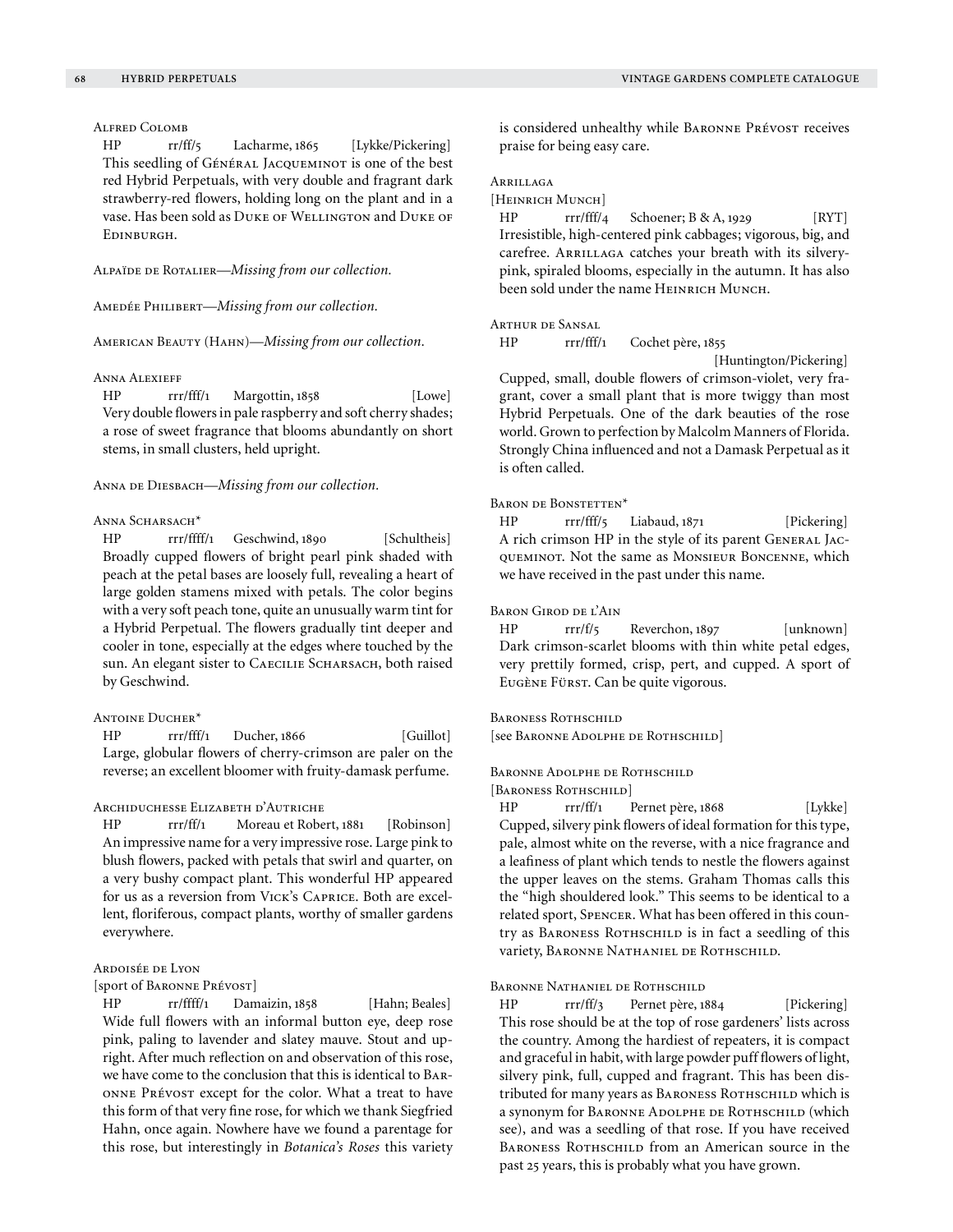### Alfred Colomb

HP rr/ff/5 Lacharme, 1865 [Lykke/Pickering]

This seedling of Général Jacqueminot is one of the best red Hybrid Perpetuals, with very double and fragrant dark strawberry-red flowers, holding long on the plant and in a vase. Has been sold as Duke of Wellington and Duke of Edinburgh.

Alpaïde de Rotalier—*Missing from our collection.*

Amedée Philibert—*Missing from our collection.*

American Beauty (Hahn)—*Missing from our collection.*

### Anna Alexieff

HP rrr/fff/1 Margottin, 1858 [Lowe]

Very double flowers in pale raspberry and soft cherry shades; a rose of sweet fragrance that blooms abundantly on short stems, in small clusters, held upright.

Anna de Diesbach—*Missing from our collection.*

### Anna Scharsach*

HP rrr/ffff/1 Geschwind, 1890 [Schultheis]

Broadly cupped flowers of bright pearl pink shaded with peach at the petal bases are loosely full, revealing a heart of large golden stamens mixed with petals. The color begins with a very soft peach tone, quite an unusually warm tint for a Hybrid Perpetual. The flowers gradually tint deeper and cooler in tone, especially at the edges where touched by the sun. An elegant sister to Caecilie Scharsach, both raised by Geschwind.

### Antoine Ducher*

HP rrr/fff/1 Ducher, 1866 [Guillot]

Large, globular flowers of cherry-crimson are paler on the reverse; an excellent bloomer with fruity-damask perfume.

### Archiduchesse Elizabeth d'Autriche

HP rrr/ff/1 Moreau et Robert, 1881 [Robinson]

An impressive name for a very impressive rose. Large pink to blush flowers, packed with petals that swirl and quarter, on a very bushy compact plant. This wonderful HP appeared for us as a reversion from Vick's Caprice. Both are excellent, floriferous, compact plants, worthy of smaller gardens everywhere.

### Ardoisée de Lyon

[sport of Baronne Prévost]

HP rr/ffff/1 Damaizin, 1858 [Hahn; Beales]

Wide full flowers with an informal button eye, deep rose pink, paling to lavender and slatey mauve. Stout and upright. After much reflection on and observation of this rose, we have come to the conclusion that this is identical to Baronne Prévost except for the color. What a treat to have this form of that very fine rose, for which we thank Siegfried Hahn, once again. Nowhere have we found a parentage for this rose, but interestingly in *Botanica's Roses* this variety is considered unhealthy while Baronne Prévost receives praise for being easy care.

### Arrillaga

[Heinrich Munch]

HP rrr/fff/4 Schoener; B & A, 1929 [RYT]

Irresistible, high-centered pink cabbages; vigorous, big, and carefree. Arrillaga catches your breath with its silvery-pink, spiraled blooms, especially in the autumn. It has also been sold under the name Heinrich Munch.

### Arthur de Sansal

HP rrr/fff/1 Cochet père, 1855 [Huntington/Pickering]

Cupped, small, double flowers of crimson-violet, very fragrant, cover a small plant that is more twiggy than most Hybrid Perpetuals. One of the dark beauties of the rose world. Grown to perfection by Malcolm Manners of Florida. Strongly China influenced and not a Damask Perpetual as it is often called.

### Baron de Bonstetten*

HP rrr/fff/5 Liabaud, 1871 [Pickering]

A rich crimson HP in the style of its parent General Jacqueminot. Not the same as Monsieur Boncenne, which we have received in the past under this name.

### Baron Girod de l'Ain

HP rrr/f/5 Reverchon, 1897 [unknown]

Dark crimson-scarlet blooms with thin white petal edges, very prettily formed, crisp, pert, and cupped. A sport of Eugène Fürst. Can be quite vigorous.

### Baroness Rothschild

[see Baronne Adolphe de Rothschild]

### Baronne Adolphe de Rothschild

[Baroness Rothschild]

HP rrr/ff/1 Pernet père, 1868 [Lykke]

Cupped, silvery pink flowers of ideal formation for this type, pale, almost white on the reverse, with a nice fragrance and a leafiness of plant which tends to nestle the flowers against the upper leaves on the stems. Graham Thomas calls this the "high shouldered look." This seems to be identical to a related sport, Spencer. What has been offered in this country as Baroness Rothschild is in fact a seedling of this variety, Baronne Nathaniel de Rothschild.

### Baronne Nathaniel de Rothschild

HP rrr/ff/3 Pernet père, 1884 [Pickering]

This rose should be at the top of rose gardeners' lists across the country. Among the hardiest of repeaters, it is compact and graceful in habit, with large powder puff flowers of light, silvery pink, full, cupped and fragrant. This has been distributed for many years as Baroness Rothschild which is a synonym for Baronne Adolphe de Rothschild (which see), and was a seedling of that rose. If you have received Baroness Rothschild from an American source in the past 25 years, this is probably what you have grown.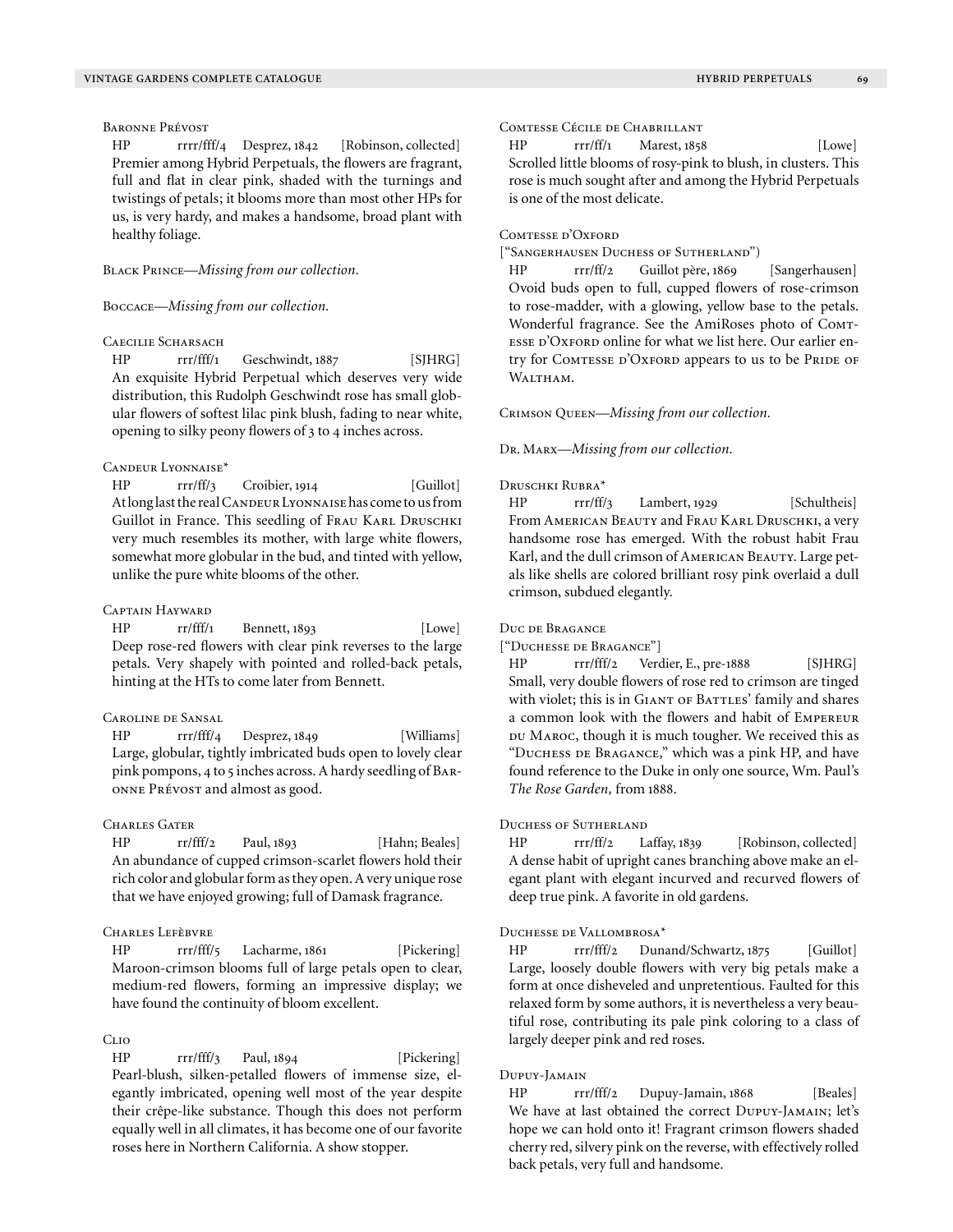### Baronne Prévost

HP rrrr/fff/4 Desprez, 1842 [Robinson, collected]
Premier among Hybrid Perpetuals, the flowers are fragrant, full and flat in clear pink, shaded with the turnings and twistings of petals; it blooms more than most other HPs for us, is very hardy, and makes a handsome, broad plant with healthy foliage.

Black Prince—*Missing from our collection.*

Boccace—*Missing from our collection.*

### Caecilie Scharsach

HP rrr/fff/1 Geschwindt, 1887 [SJHRG]
An exquisite Hybrid Perpetual which deserves very wide distribution, this Rudolph Geschwindt rose has small globular flowers of softest lilac pink blush, fading to near white, opening to silky peony flowers of 3 to 4 inches across.

### Candeur Lyonnaise*

HP rrr/ff/3 Croibier, 1914 [Guillot]
At long last the real Candeur Lyonnaise has come to us from Guillot in France. This seedling of Frau Karl Druschki very much resembles its mother, with large white flowers, somewhat more globular in the bud, and tinted with yellow, unlike the pure white blooms of the other.

### Captain Hayward

HP rr/fff/1 Bennett, 1893 [Lowe]
Deep rose-red flowers with clear pink reverses to the large petals. Very shapely with pointed and rolled-back petals, hinting at the HTs to come later from Bennett.

### Caroline de Sansal

HP rrr/fff/4 Desprez, 1849 [Williams]
Large, globular, tightly imbricated buds open to lovely clear pink pompons, 4 to 5 inches across. A hardy seedling of Baronne Prévost and almost as good.

### Charles Gater

HP rr/fff/2 Paul, 1893 [Hahn; Beales]
An abundance of cupped crimson-scarlet flowers hold their rich color and globular form as they open. A very unique rose that we have enjoyed growing; full of Damask fragrance.

### Charles Lefèbvre

HP rrr/fff/5 Lacharme, 1861 [Pickering]
Maroon-crimson blooms full of large petals open to clear, medium-red flowers, forming an impressive display; we have found the continuity of bloom excellent.

### Clio

HP rrr/fff/3 Paul, 1894 [Pickering]
Pearl-blush, silken-petalled flowers of immense size, elegantly imbricated, opening well most of the year despite their crêpe-like substance. Though this does not perform equally well in all climates, it has become one of our favorite roses here in Northern California. A show stopper.

### Comtesse Cécile de Chabrillant

HP rrr/ff/1 Marest, 1858 [Lowe]
Scrolled little blooms of rosy-pink to blush, in clusters. This rose is much sought after and among the Hybrid Perpetuals is one of the most delicate.

### Comtesse d'Oxford

["Sangerhausen Duchess of Sutherland")
HP rrr/ff/2 Guillot père, 1869 [Sangerhausen]
Ovoid buds open to full, cupped flowers of rose-crimson to rose-madder, with a glowing, yellow base to the petals. Wonderful fragrance. See the AmiRoses photo of Comtesse d'Oxford online for what we list here. Our earlier entry for Comtesse d'Oxford appears to us to be Pride of Waltham.

Crimson Queen—*Missing from our collection.*

Dr. Marx—*Missing from our collection.*

### Druschki Rubra*

HP rrr/ff/3 Lambert, 1929 [Schultheis]
From American Beauty and Frau Karl Druschki, a very handsome rose has emerged. With the robust habit Frau Karl, and the dull crimson of American Beauty. Large petals like shells are colored brilliant rosy pink overlaid a dull crimson, subdued elegantly.

### Duc de Bragance

["Duchesse de Bragance"]
HP rrr/fff/2 Verdier, E., pre-1888 [SJHRG]
Small, very double flowers of rose red to crimson are tinged with violet; this is in Giant of Battles' family and shares a common look with the flowers and habit of Empereur du Maroc, though it is much tougher. We received this as "Duchess de Bragance," which was a pink HP, and have found reference to the Duke in only one source, Wm. Paul's *The Rose Garden,* from 1888.

### Duchess of Sutherland

HP rrr/ff/2 Laffay, 1839 [Robinson, collected]
A dense habit of upright canes branching above make an elegant plant with elegant incurved and recurved flowers of deep true pink. A favorite in old gardens.

### Duchesse de Vallombrosa*

HP rrr/fff/2 Dunand/Schwartz, 1875 [Guillot]
Large, loosely double flowers with very big petals make a form at once disheveled and unpretentious. Faulted for this relaxed form by some authors, it is nevertheless a very beautiful rose, contributing its pale pink coloring to a class of largely deeper pink and red roses.

### Dupuy-Jamain

HP rrr/fff/2 Dupuy-Jamain, 1868 [Beales]
We have at last obtained the correct Dupuy-Jamain; let's hope we can hold onto it! Fragrant crimson flowers shaded cherry red, silvery pink on the reverse, with effectively rolled back petals, very full and handsome.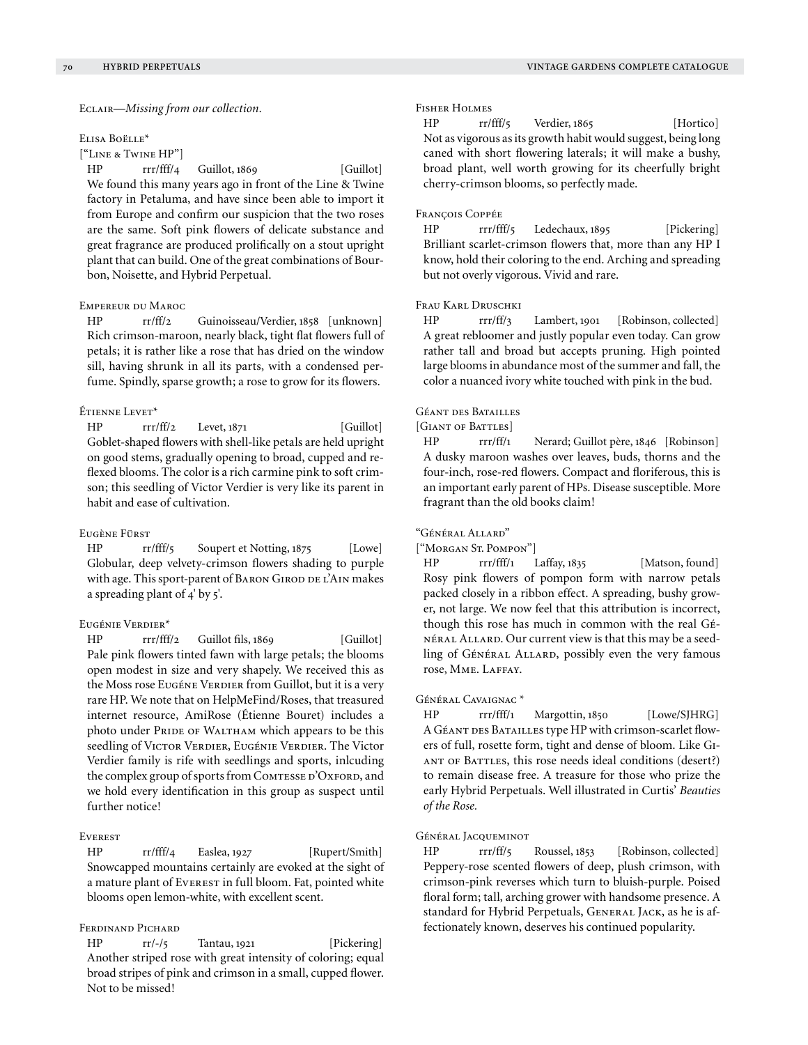Eclair—*Missing from our collection.*

Elisa Boëlle*

["Line & Twine HP"]

HP rrr/fff/4 Guillot, 1869 [Guillot]

We found this many years ago in front of the Line & Twine factory in Petaluma, and have since been able to import it from Europe and confirm our suspicion that the two roses are the same. Soft pink flowers of delicate substance and great fragrance are produced prolifically on a stout upright plant that can build. One of the great combinations of Bourbon, Noisette, and Hybrid Perpetual.

Empereur du Maroc

HP rr/ff/2 Guinoisseau/Verdier, 1858 [unknown]

Rich crimson-maroon, nearly black, tight flat flowers full of petals; it is rather like a rose that has dried on the window sill, having shrunk in all its parts, with a condensed perfume. Spindly, sparse growth; a rose to grow for its flowers.

Étienne Levet*

HP rrr/ff/2 Levet, 1871 [Guillot]

Goblet-shaped flowers with shell-like petals are held upright on good stems, gradually opening to broad, cupped and reflexed blooms. The color is a rich carmine pink to soft crimson; this seedling of Victor Verdier is very like its parent in habit and ease of cultivation.

Eugène Fürst

HP rr/fff/5 Soupert et Notting, 1875 [Lowe]

Globular, deep velvety-crimson flowers shading to purple with age. This sport-parent of Baron Girod de l'Ain makes a spreading plant of 4' by 5'.

Eugénie Verdier*

HP rrr/fff/2 Guillot fils, 1869 [Guillot]

Pale pink flowers tinted fawn with large petals; the blooms open modest in size and very shapely. We received this as the Moss rose Eugéne Verdier from Guillot, but it is a very rare HP. We note that on HelpMeFind/Roses, that treasured internet resource, AmiRose (Étienne Bouret) includes a photo under Pride of Waltham which appears to be this seedling of Victor Verdier, Eugénie Verdier. The Victor Verdier family is rife with seedlings and sports, inlcuding the complex group of sports from Comtesse d'Oxford, and we hold every identification in this group as suspect until further notice!

Everest

HP rr/fff/4 Easlea, 1927 [Rupert/Smith]

Snowcapped mountains certainly are evoked at the sight of a mature plant of Everest in full bloom. Fat, pointed white blooms open lemon-white, with excellent scent.

Ferdinand Pichard

HP rr/-/5 Tantau, 1921 [Pickering]

Another striped rose with great intensity of coloring; equal broad stripes of pink and crimson in a small, cupped flower. Not to be missed!

Fisher Holmes

HP rr/fff/5 Verdier, 1865 [Hortico]

Not as vigorous as its growth habit would suggest, being long caned with short flowering laterals; it will make a bushy, broad plant, well worth growing for its cheerfully bright cherry-crimson blooms, so perfectly made.

François Coppée

HP rrr/fff/5 Ledechaux, 1895 [Pickering]

Brilliant scarlet-crimson flowers that, more than any HP I know, hold their coloring to the end. Arching and spreading but not overly vigorous. Vivid and rare.

Frau Karl Druschki

HP rrr/ff/3 Lambert, 1901 [Robinson, collected]

A great rebloomer and justly popular even today. Can grow rather tall and broad but accepts pruning. High pointed large blooms in abundance most of the summer and fall, the color a nuanced ivory white touched with pink in the bud.

Géant des Batailles

[Giant of Battles]

HP rrr/ff/1 Nerard; Guillot père, 1846 [Robinson]

A dusky maroon washes over leaves, buds, thorns and the four-inch, rose-red flowers. Compact and floriferous, this is an important early parent of HPs. Disease susceptible. More fragrant than the old books claim!

"Général Allard"

["Morgan St. Pompon"]

HP rrr/fff/1 Laffay, 1835 [Matson, found]

Rosy pink flowers of pompon form with narrow petals packed closely in a ribbon effect. A spreading, bushy grower, not large. We now feel that this attribution is incorrect, though this rose has much in common with the real Général Allard. Our current view is that this may be a seedling of Général Allard, possibly even the very famous rose, Mme. Laffay.

Général Cavaignac *

HP rrr/fff/1 Margottin, 1850 [Lowe/SJHRG]

A Géant des Batailles type HP with crimson-scarlet flowers of full, rosette form, tight and dense of bloom. Like Giant of Battles, this rose needs ideal conditions (desert?) to remain disease free. A treasure for those who prize the early Hybrid Perpetuals. Well illustrated in Curtis' *Beauties of the Rose.*

Général Jacqueminot

HP rrr/ff/5 Roussel, 1853 [Robinson, collected]

Peppery-rose scented flowers of deep, plush crimson, with crimson-pink reverses which turn to bluish-purple. Poised floral form; tall, arching grower with handsome presence. A standard for Hybrid Perpetuals, General Jack, as he is affectionately known, deserves his continued popularity.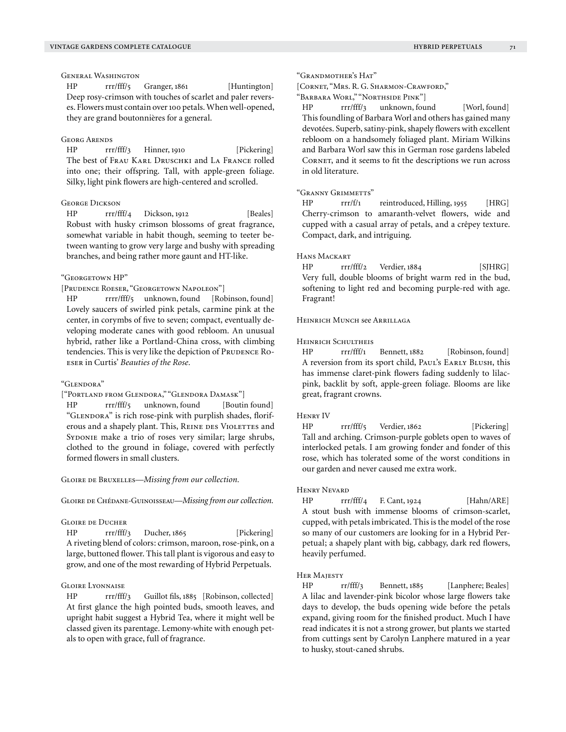### General Washington

HP rrr/fff/5 Granger, 1861 [Huntington]
Deep rosy-crimson with touches of scarlet and paler reverses. Flowers must contain over 100 petals. When well-opened, they are grand boutonnières for a general.

### Georg Arends

HP rrr/fff/3 Hinner, 1910 [Pickering]
The best of Frau Karl Druschki and La France rolled into one; their offspring. Tall, with apple-green foliage. Silky, light pink flowers are high-centered and scrolled.

### George Dickson

HP rrr/fff/4 Dickson, 1912 [Beales]
Robust with husky crimson blossoms of great fragrance, somewhat variable in habit though, seeming to teeter between wanting to grow very large and bushy with spreading branches, and being rather more gaunt and HT-like.

### "Georgetown HP"

[Prudence Roeser, "Georgetown Napoleon"]
HP rrrr/fff/5 unknown, found [Robinson, found]
Lovely saucers of swirled pink petals, carmine pink at the center, in corymbs of five to seven; compact, eventually developing moderate canes with good rebloom. An unusual hybrid, rather like a Portland-China cross, with climbing tendencies. This is very like the depiction of Prudence Roeser in Curtis' *Beauties of the Rose.*

### "Glendora"

["Portland from Glendora," "Glendora Damask"]
HP rrr/fff/5 unknown, found [Boutin found]
"Glendora" is rich rose-pink with purplish shades, floriferous and a shapely plant. This, Reine des Violettes and Sydonie make a trio of roses very similar; large shrubs, clothed to the ground in foliage, covered with perfectly formed flowers in small clusters.

Gloire de Bruxelles—*Missing from our collection.*

Gloire de Chédane-Guinoisseau—*Missing from our collection.*

### Gloire de Ducher

HP rrr/fff/3 Ducher, 1865 [Pickering]
A riveting blend of colors: crimson, maroon, rose-pink, on a large, buttoned flower. This tall plant is vigorous and easy to grow, and one of the most rewarding of Hybrid Perpetuals.

### Gloire Lyonnaise

HP rrr/fff/3 Guillot fils, 1885 [Robinson, collected]
At first glance the high pointed buds, smooth leaves, and upright habit suggest a Hybrid Tea, where it might well be classed given its parentage. Lemony-white with enough petals to open with grace, full of fragrance.

### "Grandmother's Hat"

[Cornet, "Mrs. R. G. Sharmon-Crawford," "Barbara Worl," "Northside Pink"]
HP rrr/fff/3 unknown, found [Worl, found]
This foundling of Barbara Worl and others has gained many devotées. Superb, satiny-pink, shapely flowers with excellent rebloom on a handsomely foliaged plant. Miriam Wilkins and Barbara Worl saw this in German rose gardens labeled Cornet, and it seems to fit the descriptions we run across in old literature.

### "Granny Grimmetts"

HP rrr/f/1 reintroduced, Hilling, 1955 [HRG]
Cherry-crimson to amaranth-velvet flowers, wide and cupped with a casual array of petals, and a crêpey texture. Compact, dark, and intriguing.

### Hans Mackart

HP rrr/fff/2 Verdier, 1884 [SJHRG]
Very full, double blooms of bright warm red in the bud, softening to light red and becoming purple-red with age. Fragrant!

Heinrich Munch see Arrillaga

### Heinrich Schultheis

HP rrr/fff/1 Bennett, 1882 [Robinson, found]
A reversion from its sport child, Paul's Early Blush, this has immense claret-pink flowers fading suddenly to lilac-pink, backlit by soft, apple-green foliage. Blooms are like great, fragrant crowns.

### Henry IV

HP rrr/fff/5 Verdier, 1862 [Pickering]
Tall and arching. Crimson-purple goblets open to waves of interlocked petals. I am growing fonder and fonder of this rose, which has tolerated some of the worst conditions in our garden and never caused me extra work.

### Henry Nevard

HP rrr/fff/4 F. Cant, 1924 [Hahn/ARE]
A stout bush with immense blooms of crimson-scarlet, cupped, with petals imbricated. This is the model of the rose so many of our customers are looking for in a Hybrid Perpetual; a shapely plant with big, cabbagy, dark red flowers, heavily perfumed.

### Her Majesty

HP rr/fff/3 Bennett, 1885 [Lanphere; Beales]
A lilac and lavender-pink bicolor whose large flowers take days to develop, the buds opening wide before the petals expand, giving room for the finished product. Much I have read indicates it is not a strong grower, but plants we started from cuttings sent by Carolyn Lanphere matured in a year to husky, stout-caned shrubs.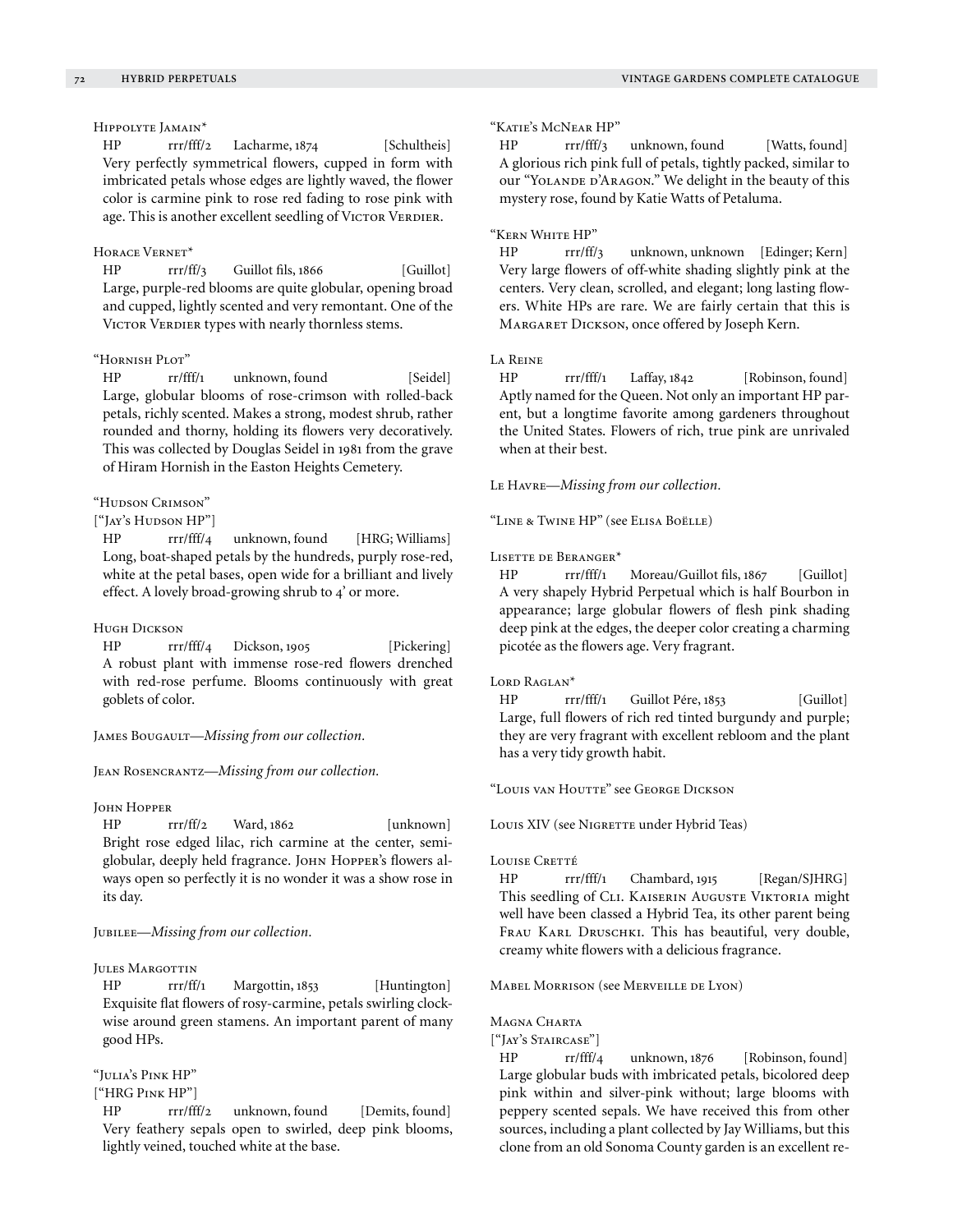**Hippolyte Jamain***

HP rrr/fff/2 Lacharme, 1874 [Schultheis]

Very perfectly symmetrical flowers, cupped in form with imbricated petals whose edges are lightly waved, the flower color is carmine pink to rose red fading to rose pink with age. This is another excellent seedling of Victor Verdier.

**Horace Vernet***

HP rrr/ff/3 Guillot fils, 1866 [Guillot]

Large, purple-red blooms are quite globular, opening broad and cupped, lightly scented and very remontant. One of the Victor Verdier types with nearly thornless stems.

**"Hornish Plot"**

HP rr/fff/1 unknown, found [Seidel]

Large, globular blooms of rose-crimson with rolled-back petals, richly scented. Makes a strong, modest shrub, rather rounded and thorny, holding its flowers very decoratively. This was collected by Douglas Seidel in 1981 from the grave of Hiram Hornish in the Easton Heights Cemetery.

**"Hudson Crimson"**
["Jay's Hudson HP"]

HP rrr/fff/4 unknown, found [HRG; Williams]

Long, boat-shaped petals by the hundreds, purply rose-red, white at the petal bases, open wide for a brilliant and lively effect. A lovely broad-growing shrub to 4' or more.

**Hugh Dickson**

HP rrr/fff/4 Dickson, 1905 [Pickering]

A robust plant with immense rose-red flowers drenched with red-rose perfume. Blooms continuously with great goblets of color.

**James Bougault**—*Missing from our collection.*

**Jean Rosencrantz**—*Missing from our collection.*

**John Hopper**

HP rrr/ff/2 Ward, 1862 [unknown]

Bright rose edged lilac, rich carmine at the center, semi-globular, deeply held fragrance. John Hopper's flowers always open so perfectly it is no wonder it was a show rose in its day.

**Jubilee**—*Missing from our collection.*

**Jules Margottin**

HP rrr/ff/1 Margottin, 1853 [Huntington]

Exquisite flat flowers of rosy-carmine, petals swirling clockwise around green stamens. An important parent of many good HPs.

**"Julia's Pink HP"**
["HRG Pink HP"]

HP rrr/fff/2 unknown, found [Demits, found]

Very feathery sepals open to swirled, deep pink blooms, lightly veined, touched white at the base.

**"Katie's McNear HP"**

HP rrr/fff/3 unknown, found [Watts, found]

A glorious rich pink full of petals, tightly packed, similar to our "Yolande d'Aragon." We delight in the beauty of this mystery rose, found by Katie Watts of Petaluma.

**"Kern White HP"**

HP rrr/ff/3 unknown, unknown [Edinger; Kern]

Very large flowers of off-white shading slightly pink at the centers. Very clean, scrolled, and elegant; long lasting flowers. White HPs are rare. We are fairly certain that this is Margaret Dickson, once offered by Joseph Kern.

**La Reine**

HP rrr/fff/1 Laffay, 1842 [Robinson, found]

Aptly named for the Queen. Not only an important HP parent, but a longtime favorite among gardeners throughout the United States. Flowers of rich, true pink are unrivaled when at their best.

**Le Havre**—*Missing from our collection.*

**"Line & Twine HP"** (see Elisa Boëlle)

**Lisette de Beranger***

HP rrr/fff/1 Moreau/Guillot fils, 1867 [Guillot]

A very shapely Hybrid Perpetual which is half Bourbon in appearance; large globular flowers of flesh pink shading deep pink at the edges, the deeper color creating a charming picotée as the flowers age. Very fragrant.

**Lord Raglan***

HP rrr/fff/1 Guillot Pére, 1853 [Guillot]

Large, full flowers of rich red tinted burgundy and purple; they are very fragrant with excellent rebloom and the plant has a very tidy growth habit.

**"Louis van Houtte"** see George Dickson

**Louis XIV** (see Nigrette under Hybrid Teas)

**Louise Cretté**

HP rrr/fff/1 Chambard, 1915 [Regan/SJHRG]

This seedling of Cli. Kaiserin Auguste Viktoria might well have been classed a Hybrid Tea, its other parent being Frau Karl Druschki. This has beautiful, very double, creamy white flowers with a delicious fragrance.

**Mabel Morrison** (see Merveille de Lyon)

**Magna Charta**
["Jay's Staircase"]

HP rr/fff/4 unknown, 1876 [Robinson, found]

Large globular buds with imbricated petals, bicolored deep pink within and silver-pink without; large blooms with peppery scented sepals. We have received this from other sources, including a plant collected by Jay Williams, but this clone from an old Sonoma County garden is an excellent re-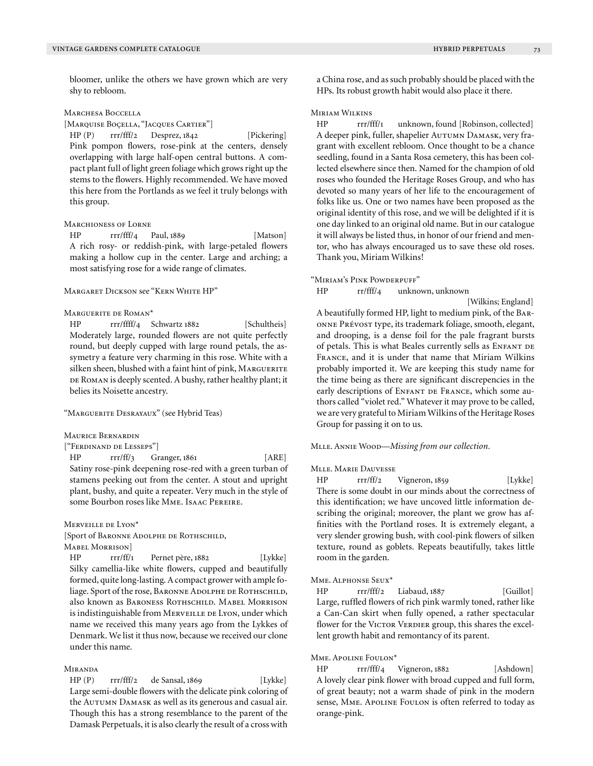bloomer, unlike the others we have grown which are very shy to rebloom.

### Marchesa Boccella

[Marquise Boçella, "Jacques Cartier"]

HP (P) rrr/fff/2 Desprez, 1842 [Pickering]

Pink pompon flowers, rose-pink at the centers, densely overlapping with large half-open central buttons. A compact plant full of light green foliage which grows right up the stems to the flowers. Highly recommended. We have moved this here from the Portlands as we feel it truly belongs with this group.

### Marchioness of Lorne

HP rrr/fff/4 Paul, 1889 [Matson]

A rich rosy- or reddish-pink, with large-petaled flowers making a hollow cup in the center. Large and arching; a most satisfying rose for a wide range of climates.

### Margaret Dickson see "Kern White HP"

### Marguerite de Roman*

HP rrr/ffff/4 Schwartz 1882 [Schultheis]

Moderately large, rounded flowers are not quite perfectly round, but deeply cupped with large round petals, the assymetry a feature very charming in this rose. White with a silken sheen, blushed with a faint hint of pink, Marguerite de Roman is deeply scented. A bushy, rather healthy plant; it belies its Noisette ancestry.

### "Marguerite Desrayaux" (see Hybrid Teas)

### Maurice Bernardin

["Ferdinand de Lesseps"]

HP rrr/ff/3 Granger, 1861 [ARE]

Satiny rose-pink deepening rose-red with a green turban of stamens peeking out from the center. A stout and upright plant, bushy, and quite a repeater. Very much in the style of some Bourbon roses like Mme. Isaac Pereire.

### Merveille de Lyon*

[Sport of Baronne Adolphe de Rothschild, Mabel Morrison]

HP rrr/ff/1 Pernet père, 1882 [Lykke]

Silky camellia-like white flowers, cupped and beautifully formed, quite long-lasting. A compact grower with ample foliage. Sport of the rose, Baronne Adolphe de Rothschild, also known as Baroness Rothschild. Mabel Morrison is indistinguishable from Merveille de Lyon, under which name we received this many years ago from the Lykkes of Denmark. We list it thus now, because we received our clone under this name.

### Miranda

HP (P) rrr/fff/2 de Sansal, 1869 [Lykke]

Large semi-double flowers with the delicate pink coloring of the Autumn Damask as well as its generous and casual air. Though this has a strong resemblance to the parent of the Damask Perpetuals, it is also clearly the result of a cross with a China rose, and as such probably should be placed with the HPs. Its robust growth habit would also place it there.

### Miriam Wilkins

HP rrr/fff/1 unknown, found [Robinson, collected]

A deeper pink, fuller, shapelier Autumn Damask, very fragrant with excellent rebloom. Once thought to be a chance seedling, found in a Santa Rosa cemetery, this has been collected elsewhere since then. Named for the champion of old roses who founded the Heritage Roses Group, and who has devoted so many years of her life to the encouragement of folks like us. One or two names have been proposed as the original identity of this rose, and we will be delighted if it is one day linked to an original old name. But in our catalogue it will always be listed thus, in honor of our friend and mentor, who has always encouraged us to save these old roses. Thank you, Miriam Wilkins!

### "Miriam's Pink Powderpuff"

HP rr/fff/4 unknown, unknown [Wilkins; England]

A beautifully formed HP, light to medium pink, of the Baronne Prévost type, its trademark foliage, smooth, elegant, and drooping, is a dense foil for the pale fragrant bursts of petals. This is what Beales currently sells as Enfant de France, and it is under that name that Miriam Wilkins probably imported it. We are keeping this study name for the time being as there are significant discrepencies in the early descriptions of Enfant de France, which some authors called "violet red." Whatever it may prove to be called, we are very grateful to Miriam Wilkins of the Heritage Roses Group for passing it on to us.

### Mlle. Annie Wood—*Missing from our collection.*

### Mlle. Marie Dauvesse

HP rrr/ff/2 Vigneron, 1859 [Lykke]

There is some doubt in our minds about the correctness of this identification; we have uncoved little information describing the original; moreover, the plant we grow has affinities with the Portland roses. It is extremely elegant, a very slender growing bush, with cool-pink flowers of silken texture, round as goblets. Repeats beautifully, takes little room in the garden.

### Mme. Alphonse Seux*

HP rrr/fff/2 Liabaud, 1887 [Guillot]

Large, ruffled flowers of rich pink warmly toned, rather like a Can-Can skirt when fully opened, a rather spectacular flower for the Victor Verdier group, this shares the excellent growth habit and remontancy of its parent.

### Mme. Apoline Foulon*

HP rrr/fff/4 Vigneron, 1882 [Ashdown]

A lovely clear pink flower with broad cupped and full form, of great beauty; not a warm shade of pink in the modern sense, Mme. Apoline Foulon is often referred to today as orange-pink.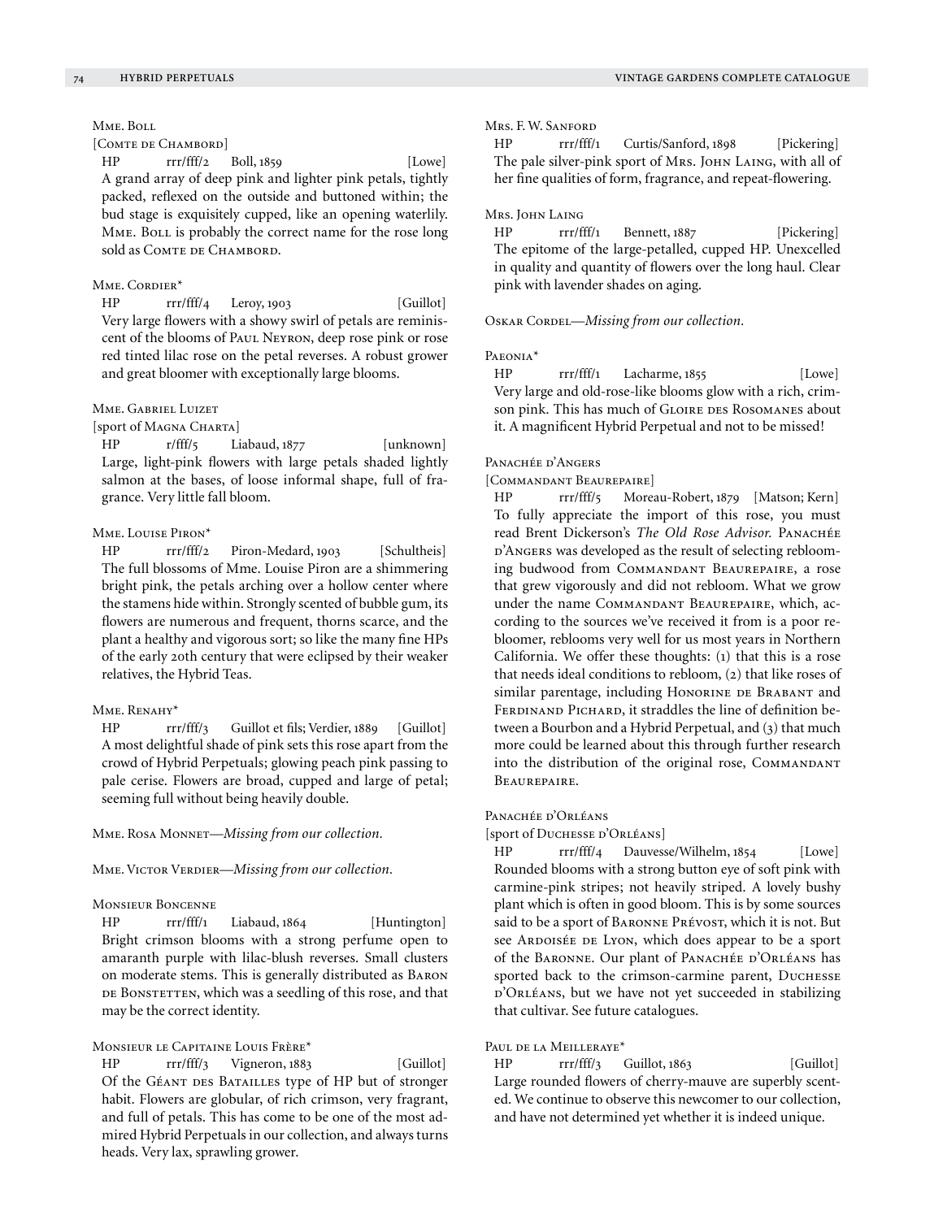### Mme. Boll

[Comte de Chambord]

HP rrr/fff/2 Boll, 1859 [Lowe]

A grand array of deep pink and lighter pink petals, tightly packed, reflexed on the outside and buttoned within; the bud stage is exquisitely cupped, like an opening waterlily. Mme. Boll is probably the correct name for the rose long sold as Comte de Chambord.

### Mme. Cordier*

HP rrr/fff/4 Leroy, 1903 [Guillot]

Very large flowers with a showy swirl of petals are reminiscent of the blooms of Paul Neyron, deep rose pink or rose red tinted lilac rose on the petal reverses. A robust grower and great bloomer with exceptionally large blooms.

### Mme. Gabriel Luizet

[sport of Magna Charta]

HP r/fff/5 Liabaud, 1877 [unknown]

Large, light-pink flowers with large petals shaded lightly salmon at the bases, of loose informal shape, full of fragrance. Very little fall bloom.

### Mme. Louise Piron*

HP rrr/fff/2 Piron-Medard, 1903 [Schultheis]

The full blossoms of Mme. Louise Piron are a shimmering bright pink, the petals arching over a hollow center where the stamens hide within. Strongly scented of bubble gum, its flowers are numerous and frequent, thorns scarce, and the plant a healthy and vigorous sort; so like the many fine HPs of the early 20th century that were eclipsed by their weaker relatives, the Hybrid Teas.

### Mme. Renahy*

HP rrr/fff/3 Guillot et fils; Verdier, 1889 [Guillot]

A most delightful shade of pink sets this rose apart from the crowd of Hybrid Perpetuals; glowing peach pink passing to pale cerise. Flowers are broad, cupped and large of petal; seeming full without being heavily double.

Mme. Rosa Monnet—*Missing from our collection.*

Mme. Victor Verdier—*Missing from our collection.*

### Monsieur Boncenne

HP rrr/fff/1 Liabaud, 1864 [Huntington]

Bright crimson blooms with a strong perfume open to amaranth purple with lilac-blush reverses. Small clusters on moderate stems. This is generally distributed as Baron de Bonstetten, which was a seedling of this rose, and that may be the correct identity.

### Monsieur le Capitaine Louis Frère*

HP rrr/fff/3 Vigneron, 1883 [Guillot]

Of the Géant des Batailles type of HP but of stronger habit. Flowers are globular, of rich crimson, very fragrant, and full of petals. This has come to be one of the most admired Hybrid Perpetuals in our collection, and always turns heads. Very lax, sprawling grower.

### Mrs. F. W. Sanford

HP rrr/fff/1 Curtis/Sanford, 1898 [Pickering]

The pale silver-pink sport of Mrs. John Laing, with all of her fine qualities of form, fragrance, and repeat-flowering.

### Mrs. John Laing

HP rrr/fff/1 Bennett, 1887 [Pickering]

The epitome of the large-petalled, cupped HP. Unexcelled in quality and quantity of flowers over the long haul. Clear pink with lavender shades on aging.

Oskar Cordel—*Missing from our collection.*

### Paeonia*

HP rrr/fff/1 Lacharme, 1855 [Lowe]

Very large and old-rose-like blooms glow with a rich, crimson pink. This has much of Gloire des Rosomanes about it. A magnificent Hybrid Perpetual and not to be missed!

### Panachée d'Angers

[Commandant Beaurepaire]

HP rrr/fff/5 Moreau-Robert, 1879 [Matson; Kern]

To fully appreciate the import of this rose, you must read Brent Dickerson's *The Old Rose Advisor.* Panachée d'Angers was developed as the result of selecting reblooming budwood from Commandant Beaurepaire, a rose that grew vigorously and did not rebloom. What we grow under the name Commandant Beaurepaire, which, according to the sources we've received it from is a poor rebloomer, reblooms very well for us most years in Northern California. We offer these thoughts: (1) that this is a rose that needs ideal conditions to rebloom, (2) that like roses of similar parentage, including Honorine de Brabant and Ferdinand Pichard, it straddles the line of definition between a Bourbon and a Hybrid Perpetual, and (3) that much more could be learned about this through further research into the distribution of the original rose, Commandant Beaurepaire.

### Panachée d'Orléans

[sport of Duchesse d'Orléans]

HP rrr/fff/4 Dauvesse/Wilhelm, 1854 [Lowe]

Rounded blooms with a strong button eye of soft pink with carmine-pink stripes; not heavily striped. A lovely bushy plant which is often in good bloom. This is by some sources said to be a sport of Baronne Prévost, which it is not. But see Ardoisée de Lyon, which does appear to be a sport of the Baronne. Our plant of Panachée d'Orléans has sported back to the crimson-carmine parent, Duchesse d'Orléans, but we have not yet succeeded in stabilizing that cultivar. See future catalogues.

### Paul de la Meilleraye*

HP rrr/fff/3 Guillot, 1863 [Guillot]

Large rounded flowers of cherry-mauve are superbly scented. We continue to observe this newcomer to our collection, and have not determined yet whether it is indeed unique.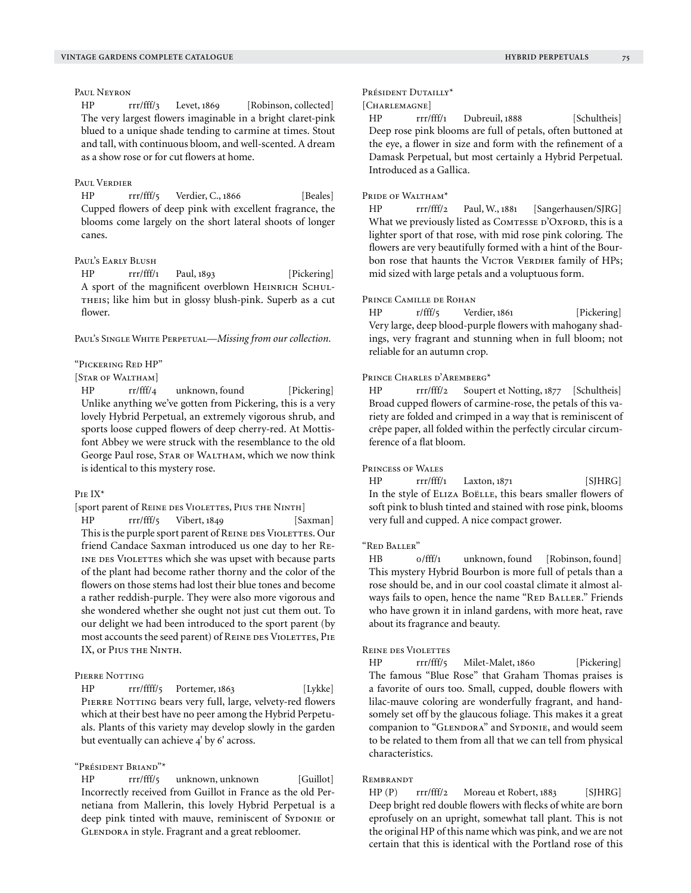### Paul Neyron

HP rrr/fff/3 Levet, 1869 [Robinson, collected]
The very largest flowers imaginable in a bright claret-pink blued to a unique shade tending to carmine at times. Stout and tall, with continuous bloom, and well-scented. A dream as a show rose or for cut flowers at home.

### Paul Verdier

HP rrr/fff/5 Verdier, C., 1866 [Beales]
Cupped flowers of deep pink with excellent fragrance, the blooms come largely on the short lateral shoots of longer canes.

### Paul's Early Blush

HP rrr/fff/1 Paul, 1893 [Pickering]
A sport of the magnificent overblown Heinrich Schultheis; like him but in glossy blush-pink. Superb as a cut flower.

Paul's Single White Perpetual—*Missing from our collection.*

### "Pickering Red HP"

[Star of Waltham]
HP rr/fff/4 unknown, found [Pickering]
Unlike anything we've gotten from Pickering, this is a very lovely Hybrid Perpetual, an extremely vigorous shrub, and sports loose cupped flowers of deep cherry-red. At Mottisfont Abbey we were struck with the resemblance to the old George Paul rose, Star of Waltham, which we now think is identical to this mystery rose.

### Pie IX*

[sport parent of Reine des Violettes, Pius the Ninth]
HP rrr/fff/5 Vibert, 1849 [Saxman]
This is the purple sport parent of Reine des Violettes. Our friend Candace Saxman introduced us one day to her Reine des Violettes which she was upset with because parts of the plant had become rather thorny and the color of the flowers on those stems had lost their blue tones and become a rather reddish-purple. They were also more vigorous and she wondered whether she ought not just cut them out. To our delight we had been introduced to the sport parent (by most accounts the seed parent) of Reine des Violettes, Pie IX, or Pius the Ninth.

### Pierre Notting

HP rrr/ffff/5 Portemer, 1863 [Lykke]
Pierre Notting bears very full, large, velvety-red flowers which at their best have no peer among the Hybrid Perpetuals. Plants of this variety may develop slowly in the garden but eventually can achieve 4' by 6' across.

### "Président Briand"*

HP rrr/fff/5 unknown, unknown [Guillot]
Incorrectly received from Guillot in France as the old Pernetiana from Mallerin, this lovely Hybrid Perpetual is a deep pink tinted with mauve, reminiscent of Sydonie or Glendora in style. Fragrant and a great rebloomer.

### Président Dutailly*

[Charlemagne]
HP rrr/fff/1 Dubreuil, 1888 [Schultheis]
Deep rose pink blooms are full of petals, often buttoned at the eye, a flower in size and form with the refinement of a Damask Perpetual, but most certainly a Hybrid Perpetual. Introduced as a Gallica.

### Pride of Waltham*

HP rrr/fff/2 Paul, W., 1881 [Sangerhausen/SJRG]
What we previously listed as Comtesse d'Oxford, this is a lighter sport of that rose, with mid rose pink coloring. The flowers are very beautifully formed with a hint of the Bourbon rose that haunts the Victor Verdier family of HPs; mid sized with large petals and a voluptuous form.

### Prince Camille de Rohan

HP r/fff/5 Verdier, 1861 [Pickering]
Very large, deep blood-purple flowers with mahogany shadings, very fragrant and stunning when in full bloom; not reliable for an autumn crop.

### Prince Charles d'Aremberg*

HP rrr/fff/2 Soupert et Notting, 1877 [Schultheis]
Broad cupped flowers of carmine-rose, the petals of this variety are folded and crimped in a way that is reminiscent of crêpe paper, all folded within the perfectly circular circumference of a flat bloom.

### Princess of Wales

HP rrr/fff/1 Laxton, 1871 [SJHRG]
In the style of Eliza Boëlle, this bears smaller flowers of soft pink to blush tinted and stained with rose pink, blooms very full and cupped. A nice compact grower.

### "Red Baller"

HB o/fff/1 unknown, found [Robinson, found]
This mystery Hybrid Bourbon is more full of petals than a rose should be, and in our cool coastal climate it almost always fails to open, hence the name "Red Baller." Friends who have grown it in inland gardens, with more heat, rave about its fragrance and beauty.

### Reine des Violettes

HP rrr/fff/5 Milet-Malet, 1860 [Pickering]
The famous "Blue Rose" that Graham Thomas praises is a favorite of ours too. Small, cupped, double flowers with lilac-mauve coloring are wonderfully fragrant, and handsomely set off by the glaucous foliage. This makes it a great companion to "Glendora" and Sydonie, and would seem to be related to them from all that we can tell from physical characteristics.

### Rembrandt

HP (P) rrr/fff/2 Moreau et Robert, 1883 [SJHRG]
Deep bright red double flowers with flecks of white are born eprofusely on an upright, somewhat tall plant. This is not the original HP of this name which was pink, and we are not certain that this is identical with the Portland rose of this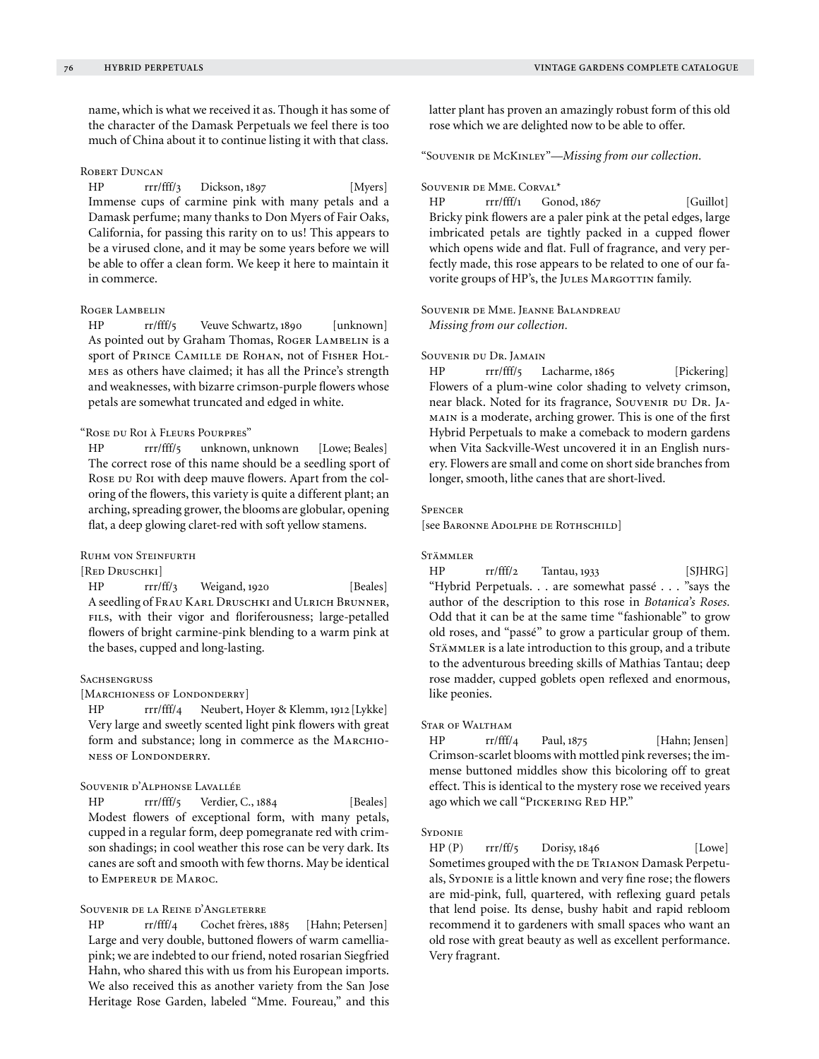name, which is what we received it as. Though it has some of the character of the Damask Perpetuals we feel there is too much of China about it to continue listing it with that class.

Robert Duncan

HP rrr/fff/3 Dickson, 1897 [Myers]
Immense cups of carmine pink with many petals and a Damask perfume; many thanks to Don Myers of Fair Oaks, California, for passing this rarity on to us! This appears to be a virused clone, and it may be some years before we will be able to offer a clean form. We keep it here to maintain it in commerce.

Roger Lambelin

HP rr/fff/5 Veuve Schwartz, 1890 [unknown]
As pointed out by Graham Thomas, Roger Lambelin is a sport of Prince Camille de Rohan, not of Fisher Holmes as others have claimed; it has all the Prince's strength and weaknesses, with bizarre crimson-purple flowers whose petals are somewhat truncated and edged in white.

"Rose du Roi à Fleurs Pourpres"

HP rrr/fff/5 unknown, unknown [Lowe; Beales]
The correct rose of this name should be a seedling sport of Rose du Roi with deep mauve flowers. Apart from the coloring of the flowers, this variety is quite a different plant; an arching, spreading grower, the blooms are globular, opening flat, a deep glowing claret-red with soft yellow stamens.

Ruhm von Steinfurth
[Red Druschki]

HP rrr/ff/3 Weigand, 1920 [Beales]
A seedling of Frau Karl Druschki and Ulrich Brunner, fils, with their vigor and floriferousness; large-petalled flowers of bright carmine-pink blending to a warm pink at the bases, cupped and long-lasting.

Sachsengruss
[Marchioness of Londonderry]

HP rrr/fff/4 Neubert, Hoyer & Klemm, 1912 [Lykke]
Very large and sweetly scented light pink flowers with great form and substance; long in commerce as the Marchioness of Londonderry.

Souvenir d'Alphonse Lavallée

HP rrr/fff/5 Verdier, C., 1884 [Beales]
Modest flowers of exceptional form, with many petals, cupped in a regular form, deep pomegranate red with crimson shadings; in cool weather this rose can be very dark. Its canes are soft and smooth with few thorns. May be identical to Empereur de Maroc.

Souvenir de la Reine d'Angleterre

HP rr/fff/4 Cochet frères, 1885 [Hahn; Petersen]
Large and very double, buttoned flowers of warm camellia-pink; we are indebted to our friend, noted rosarian Siegfried Hahn, who shared this with us from his European imports. We also received this as another variety from the San Jose Heritage Rose Garden, labeled "Mme. Foureau," and this latter plant has proven an amazingly robust form of this old rose which we are delighted now to be able to offer.

"Souvenir de McKinley"—*Missing from our collection.*

Souvenir de Mme. Corval*

HP rrr/fff/1 Gonod, 1867 [Guillot]
Bricky pink flowers are a paler pink at the petal edges, large imbricated petals are tightly packed in a cupped flower which opens wide and flat. Full of fragrance, and very perfectly made, this rose appears to be related to one of our favorite groups of HP's, the Jules Margottin family.

Souvenir de Mme. Jeanne Balandreau
*Missing from our collection.*

Souvenir du Dr. Jamain

HP rrr/fff/5 Lacharme, 1865 [Pickering]
Flowers of a plum-wine color shading to velvety crimson, near black. Noted for its fragrance, Souvenir du Dr. Jamain is a moderate, arching grower. This is one of the first Hybrid Perpetuals to make a comeback to modern gardens when Vita Sackville-West uncovered it in an English nursery. Flowers are small and come on short side branches from longer, smooth, lithe canes that are short-lived.

Spencer
[see Baronne Adolphe de Rothschild]

Stämmler

HP rr/fff/2 Tantau, 1933 [SJHRG]
"Hybrid Perpetuals. . . are somewhat passé . . . "says the author of the description to this rose in *Botanica's Roses.* Odd that it can be at the same time "fashionable" to grow old roses, and "passé" to grow a particular group of them. Stämmler is a late introduction to this group, and a tribute to the adventurous breeding skills of Mathias Tantau; deep rose madder, cupped goblets open reflexed and enormous, like peonies.

Star of Waltham

HP rr/fff/4 Paul, 1875 [Hahn; Jensen]
Crimson-scarlet blooms with mottled pink reverses; the immense buttoned middles show this bicoloring off to great effect. This is identical to the mystery rose we received years ago which we call "Pickering Red HP."

Sydonie

HP (P) rrr/ff/5 Dorisy, 1846 [Lowe]
Sometimes grouped with the de Trianon Damask Perpetuals, Sydonie is a little known and very fine rose; the flowers are mid-pink, full, quartered, with reflexing guard petals that lend poise. Its dense, bushy habit and rapid rebloom recommend it to gardeners with small spaces who want an old rose with great beauty as well as excellent performance. Very fragrant.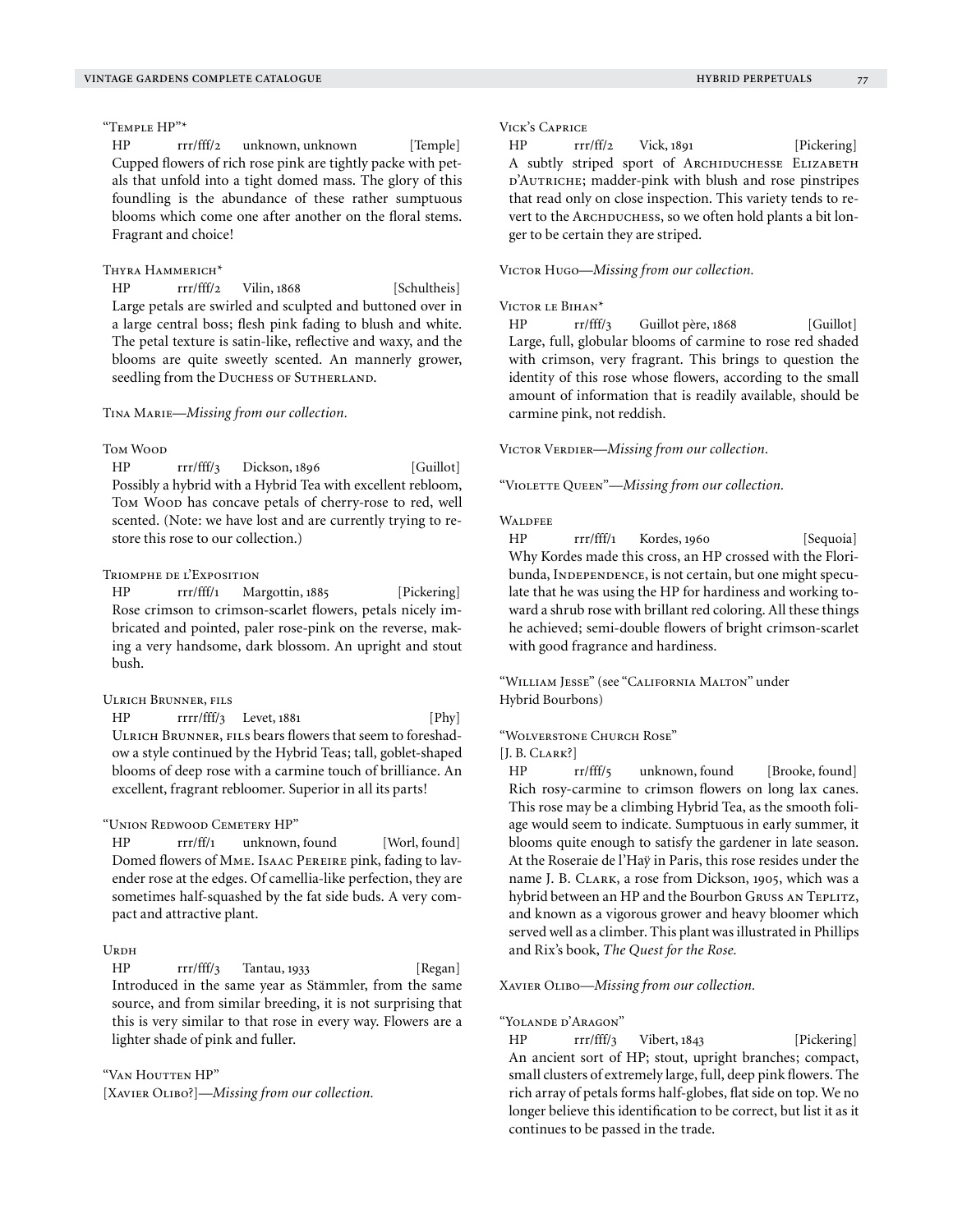### "Temple HP"*

HP rrr/fff/2 unknown, unknown [Temple]
Cupped flowers of rich rose pink are tightly packe with petals that unfold into a tight domed mass. The glory of this foundling is the abundance of these rather sumptuous blooms which come one after another on the floral stems. Fragrant and choice!

### Thyra Hammerich*

HP rrr/fff/2 Vilin, 1868 [Schultheis]
Large petals are swirled and sculpted and buttoned over in a large central boss; flesh pink fading to blush and white. The petal texture is satin-like, reflective and waxy, and the blooms are quite sweetly scented. An mannerly grower, seedling from the Duchess of Sutherland.

### Tina Marie—*Missing from our collection.*

### Tom Wood

HP rrr/fff/3 Dickson, 1896 [Guillot]
Possibly a hybrid with a Hybrid Tea with excellent rebloom, Tom Wood has concave petals of cherry-rose to red, well scented. (Note: we have lost and are currently trying to restore this rose to our collection.)

### Triomphe de l'Exposition

HP rrr/fff/1 Margottin, 1885 [Pickering]
Rose crimson to crimson-scarlet flowers, petals nicely imbricated and pointed, paler rose-pink on the reverse, making a very handsome, dark blossom. An upright and stout bush.

### Ulrich Brunner, fils

HP rrrr/fff/3 Levet, 1881 [Phy]
Ulrich Brunner, fils bears flowers that seem to foreshadow a style continued by the Hybrid Teas; tall, goblet-shaped blooms of deep rose with a carmine touch of brilliance. An excellent, fragrant rebloomer. Superior in all its parts!

### "Union Redwood Cemetery HP"

HP rrr/ff/1 unknown, found [Worl, found]
Domed flowers of Mme. Isaac Pereire pink, fading to lavender rose at the edges. Of camellia-like perfection, they are sometimes half-squashed by the fat side buds. A very compact and attractive plant.

### Urdh

HP rrr/fff/3 Tantau, 1933 [Regan]
Introduced in the same year as Stämmler, from the same source, and from similar breeding, it is not surprising that this is very similar to that rose in every way. Flowers are a lighter shade of pink and fuller.

### "Van Houtten HP"

[Xavier Olibo?]—*Missing from our collection.*

### Vick's Caprice

HP rrr/ff/2 Vick, 1891 [Pickering]
A subtly striped sport of Archiduchesse Elizabeth d'Autriche; madder-pink with blush and rose pinstripes that read only on close inspection. This variety tends to revert to the Archduchess, so we often hold plants a bit longer to be certain they are striped.

### Victor Hugo—*Missing from our collection.*

### Victor le Bihan*

HP rr/fff/3 Guillot père, 1868 [Guillot]
Large, full, globular blooms of carmine to rose red shaded with crimson, very fragrant. This brings to question the identity of this rose whose flowers, according to the small amount of information that is readily available, should be carmine pink, not reddish.

### Victor Verdier—*Missing from our collection.*

### "Violette Queen"—*Missing from our collection.*

### Waldfee

HP rrr/fff/1 Kordes, 1960 [Sequoia]
Why Kordes made this cross, an HP crossed with the Floribunda, Independence, is not certain, but one might speculate that he was using the HP for hardiness and working toward a shrub rose with brillant red coloring. All these things he achieved; semi-double flowers of bright crimson-scarlet with good fragrance and hardiness.

### "William Jesse" (see "California Malton" under Hybrid Bourbons)

### "Wolverstone Church Rose"

[J. B. Clark?]

HP rr/fff/5 unknown, found [Brooke, found]
Rich rosy-carmine to crimson flowers on long lax canes. This rose may be a climbing Hybrid Tea, as the smooth foliage would seem to indicate. Sumptuous in early summer, it blooms quite enough to satisfy the gardener in late season. At the Roseraie de l'Haÿ in Paris, this rose resides under the name J. B. Clark, a rose from Dickson, 1905, which was a hybrid between an HP and the Bourbon Gruss an Teplitz, and known as a vigorous grower and heavy bloomer which served well as a climber. This plant was illustrated in Phillips and Rix's book, *The Quest for the Rose.*

### Xavier Olibo—*Missing from our collection.*

### "Yolande d'Aragon"

HP rrr/fff/3 Vibert, 1843 [Pickering]
An ancient sort of HP; stout, upright branches; compact, small clusters of extremely large, full, deep pink flowers. The rich array of petals forms half-globes, flat side on top. We no longer believe this identification to be correct, but list it as it continues to be passed in the trade.